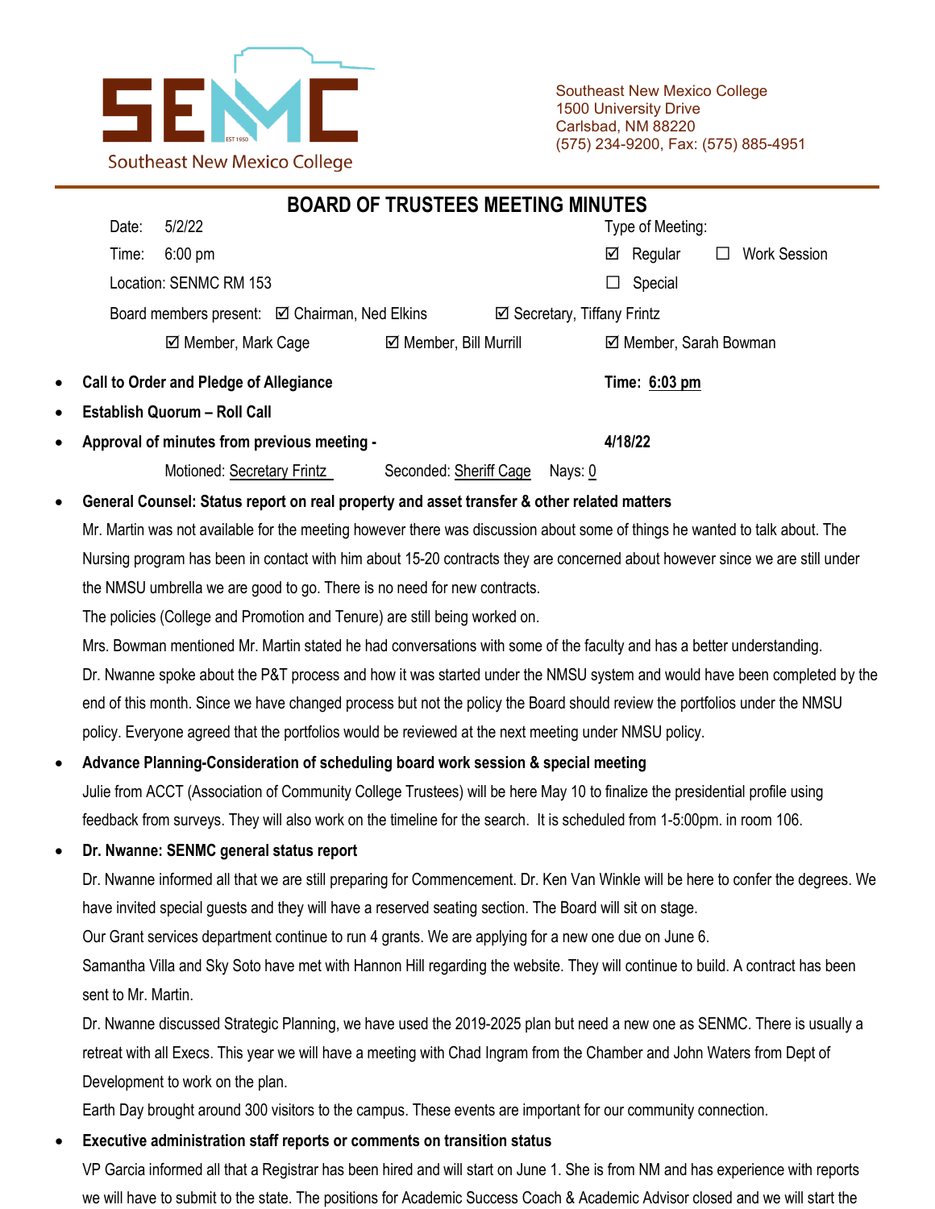Southeast New Mexico College
1500 University Drive
Carlsbad, NM 88220
(575) 234-9200, Fax: (575) 885-4951

# BOARD OF TRUSTEES MEETING MINUTES

Date: 5/2/22

Time: 6:00 pm

Location: SENMC RM 153

Type of Meeting:

☑ Regular ☐ Work Session

☐ Special

Board members present: ☑ Chairman, Ned Elkins ☑ Secretary, Tiffany Frintz

☑ Member, Mark Cage ☑ Member, Bill Murrill ☑ Member, Sarah Bowman

- **Call to Order and Pledge of Allegiance** **Time: 6:03 pm**
- **Establish Quorum – Roll Call**
- **Approval of minutes from previous meeting -** **4/18/22**

  Motioned: Secretary Frintz Seconded: Sheriff Cage Nays: 0

- **General Counsel: Status report on real property and asset transfer & other related matters**

  Mr. Martin was not available for the meeting however there was discussion about some of things he wanted to talk about. The Nursing program has been in contact with him about 15-20 contracts they are concerned about however since we are still under the NMSU umbrella we are good to go. There is no need for new contracts.

  The policies (College and Promotion and Tenure) are still being worked on.

  Mrs. Bowman mentioned Mr. Martin stated he had conversations with some of the faculty and has a better understanding.

  Dr. Nwanne spoke about the P&T process and how it was started under the NMSU system and would have been completed by the end of this month. Since we have changed process but not the policy the Board should review the portfolios under the NMSU policy. Everyone agreed that the portfolios would be reviewed at the next meeting under NMSU policy.

- **Advance Planning-Consideration of scheduling board work session & special meeting**

  Julie from ACCT (Association of Community College Trustees) will be here May 10 to finalize the presidential profile using feedback from surveys. They will also work on the timeline for the search. It is scheduled from 1-5:00pm. in room 106.

- **Dr. Nwanne: SENMC general status report**

  Dr. Nwanne informed all that we are still preparing for Commencement. Dr. Ken Van Winkle will be here to confer the degrees. We have invited special guests and they will have a reserved seating section. The Board will sit on stage.

  Our Grant services department continue to run 4 grants. We are applying for a new one due on June 6.

  Samantha Villa and Sky Soto have met with Hannon Hill regarding the website. They will continue to build. A contract has been sent to Mr. Martin.

  Dr. Nwanne discussed Strategic Planning, we have used the 2019-2025 plan but need a new one as SENMC. There is usually a retreat with all Execs. This year we will have a meeting with Chad Ingram from the Chamber and John Waters from Dept of Development to work on the plan.

  Earth Day brought around 300 visitors to the campus. These events are important for our community connection.

- **Executive administration staff reports or comments on transition status**

  VP Garcia informed all that a Registrar has been hired and will start on June 1. She is from NM and has experience with reports we will have to submit to the state. The positions for Academic Success Coach & Academic Advisor closed and we will start the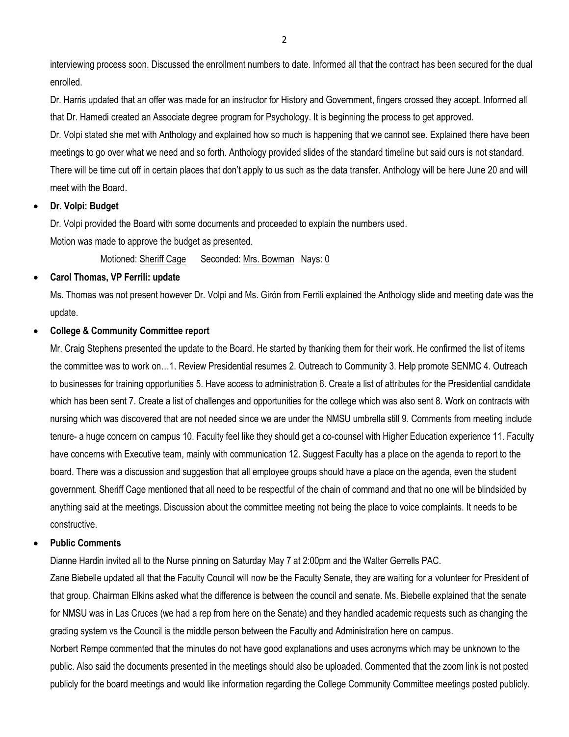interviewing process soon. Discussed the enrollment numbers to date. Informed all that the contract has been secured for the dual enrolled.

Dr. Harris updated that an offer was made for an instructor for History and Government, fingers crossed they accept. Informed all that Dr. Hamedi created an Associate degree program for Psychology. It is beginning the process to get approved.

Dr. Volpi stated she met with Anthology and explained how so much is happening that we cannot see. Explained there have been meetings to go over what we need and so forth. Anthology provided slides of the standard timeline but said ours is not standard. There will be time cut off in certain places that don't apply to us such as the data transfer. Anthology will be here June 20 and will meet with the Board.

- **Dr. Volpi: Budget**

  Dr. Volpi provided the Board with some documents and proceeded to explain the numbers used.

  Motion was made to approve the budget as presented.

  Motioned: Sheriff Cage Seconded: Mrs. Bowman Nays: 0

- **Carol Thomas, VP Ferrili: update**

  Ms. Thomas was not present however Dr. Volpi and Ms. Girón from Ferrili explained the Anthology slide and meeting date was the update.

- **College & Community Committee report**

  Mr. Craig Stephens presented the update to the Board. He started by thanking them for their work. He confirmed the list of items the committee was to work on…1. Review Presidential resumes 2. Outreach to Community 3. Help promote SENMC 4. Outreach to businesses for training opportunities 5. Have access to administration 6. Create a list of attributes for the Presidential candidate which has been sent 7. Create a list of challenges and opportunities for the college which was also sent 8. Work on contracts with nursing which was discovered that are not needed since we are under the NMSU umbrella still 9. Comments from meeting include tenure- a huge concern on campus 10. Faculty feel like they should get a co-counsel with Higher Education experience 11. Faculty have concerns with Executive team, mainly with communication 12. Suggest Faculty has a place on the agenda to report to the board. There was a discussion and suggestion that all employee groups should have a place on the agenda, even the student government. Sheriff Cage mentioned that all need to be respectful of the chain of command and that no one will be blindsided by anything said at the meetings. Discussion about the committee meeting not being the place to voice complaints. It needs to be constructive.

- **Public Comments**

  Dianne Hardin invited all to the Nurse pinning on Saturday May 7 at 2:00pm and the Walter Gerrells PAC.

  Zane Biebelle updated all that the Faculty Council will now be the Faculty Senate, they are waiting for a volunteer for President of that group. Chairman Elkins asked what the difference is between the council and senate. Ms. Biebelle explained that the senate for NMSU was in Las Cruces (we had a rep from here on the Senate) and they handled academic requests such as changing the grading system vs the Council is the middle person between the Faculty and Administration here on campus.

  Norbert Rempe commented that the minutes do not have good explanations and uses acronyms which may be unknown to the public. Also said the documents presented in the meetings should also be uploaded. Commented that the zoom link is not posted publicly for the board meetings and would like information regarding the College Community Committee meetings posted publicly.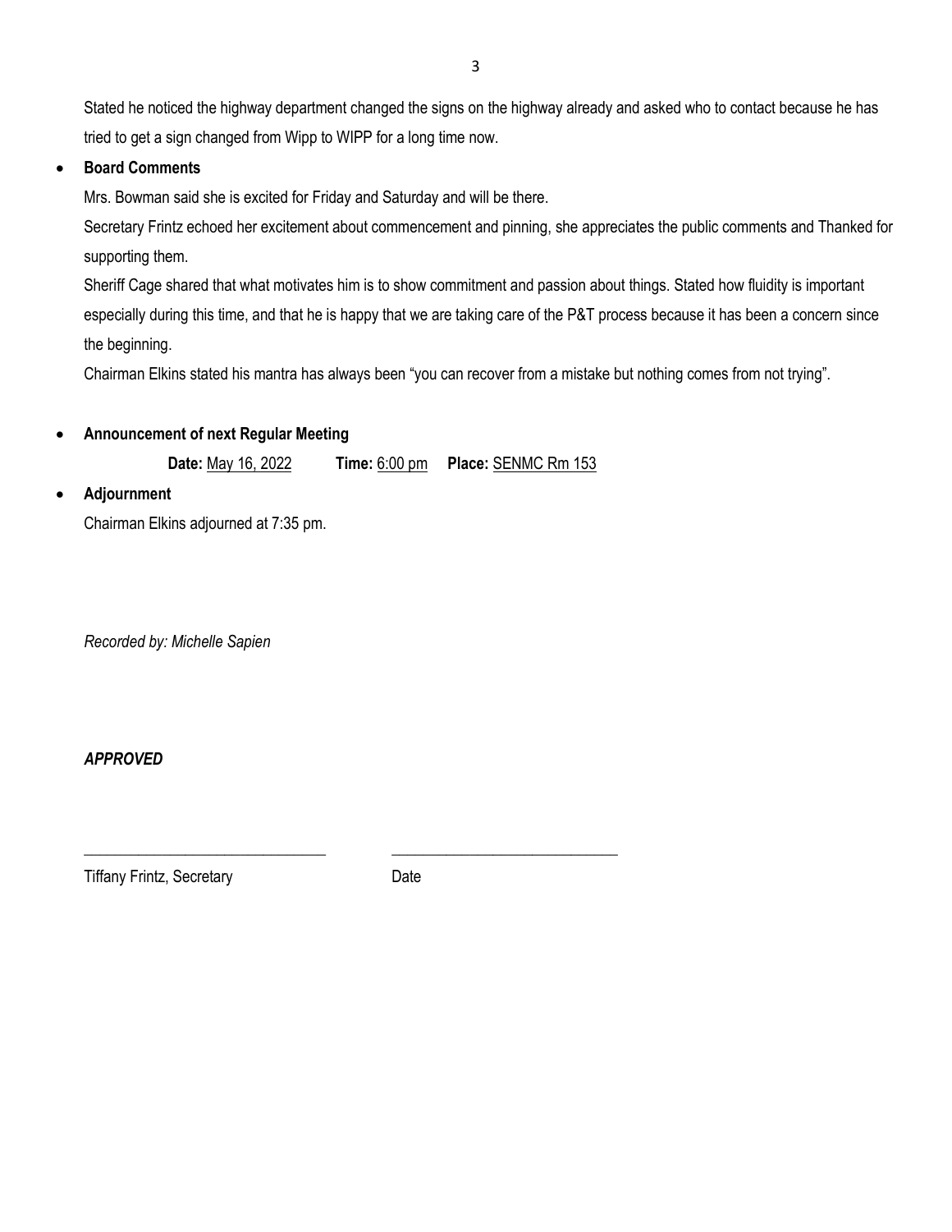Stated he noticed the highway department changed the signs on the highway already and asked who to contact because he has tried to get a sign changed from Wipp to WIPP for a long time now.

- **Board Comments**

  Mrs. Bowman said she is excited for Friday and Saturday and will be there.

  Secretary Frintz echoed her excitement about commencement and pinning, she appreciates the public comments and Thanked for supporting them.

  Sheriff Cage shared that what motivates him is to show commitment and passion about things. Stated how fluidity is important especially during this time, and that he is happy that we are taking care of the P&T process because it has been a concern since the beginning.

  Chairman Elkins stated his mantra has always been "you can recover from a mistake but nothing comes from not trying".

- **Announcement of next Regular Meeting**

  **Date:** May 16, 2022 **Time:** 6:00 pm **Place:** SENMC Rm 153

- **Adjournment**

  Chairman Elkins adjourned at 7:35 pm.

*Recorded by: Michelle Sapien*

***APPROVED***

_______________________________ _____________________________

Tiffany Frintz, Secretary Date